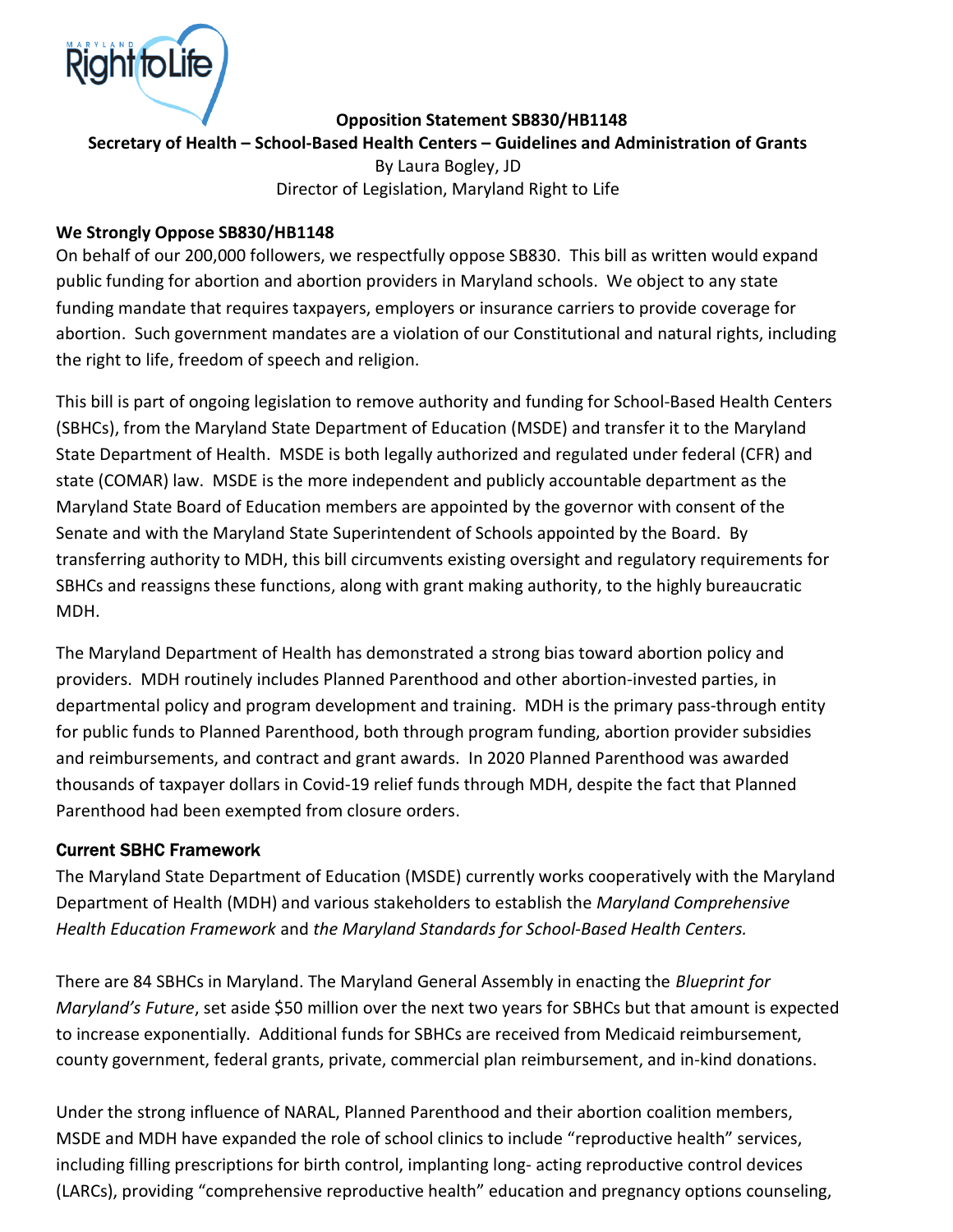**Opposition Statement SB830/HB1148**

**Secretary of Health – School-Based Health Centers – Guidelines and Administration of Grants**

By Laura Bogley, JD

Director of Legislation, Maryland Right to Life

### We Strongly Oppose SB830/HB1148

On behalf of our 200,000 followers, we respectfully oppose SB830. This bill as written would expand public funding for abortion and abortion providers in Maryland schools. We object to any state funding mandate that requires taxpayers, employers or insurance carriers to provide coverage for abortion. Such government mandates are a violation of our Constitutional and natural rights, including the right to life, freedom of speech and religion.

This bill is part of ongoing legislation to remove authority and funding for School-Based Health Centers (SBHCs), from the Maryland State Department of Education (MSDE) and transfer it to the Maryland State Department of Health. MSDE is both legally authorized and regulated under federal (CFR) and state (COMAR) law. MSDE is the more independent and publicly accountable department as the Maryland State Board of Education members are appointed by the governor with consent of the Senate and with the Maryland State Superintendent of Schools appointed by the Board. By transferring authority to MDH, this bill circumvents existing oversight and regulatory requirements for SBHCs and reassigns these functions, along with grant making authority, to the highly bureaucratic MDH.

The Maryland Department of Health has demonstrated a strong bias toward abortion policy and providers. MDH routinely includes Planned Parenthood and other abortion-invested parties, in departmental policy and program development and training. MDH is the primary pass-through entity for public funds to Planned Parenthood, both through program funding, abortion provider subsidies and reimbursements, and contract and grant awards. In 2020 Planned Parenthood was awarded thousands of taxpayer dollars in Covid-19 relief funds through MDH, despite the fact that Planned Parenthood had been exempted from closure orders.

### Current SBHC Framework

The Maryland State Department of Education (MSDE) currently works cooperatively with the Maryland Department of Health (MDH) and various stakeholders to establish the *Maryland Comprehensive Health Education Framework* and *the Maryland Standards for School-Based Health Centers.*

There are 84 SBHCs in Maryland. The Maryland General Assembly in enacting the *Blueprint for Maryland's Future*, set aside $50 million over the next two years for SBHCs but that amount is expected to increase exponentially. Additional funds for SBHCs are received from Medicaid reimbursement, county government, federal grants, private, commercial plan reimbursement, and in-kind donations.

Under the strong influence of NARAL, Planned Parenthood and their abortion coalition members, MSDE and MDH have expanded the role of school clinics to include "reproductive health" services, including filling prescriptions for birth control, implanting long- acting reproductive control devices (LARCs), providing "comprehensive reproductive health" education and pregnancy options counseling,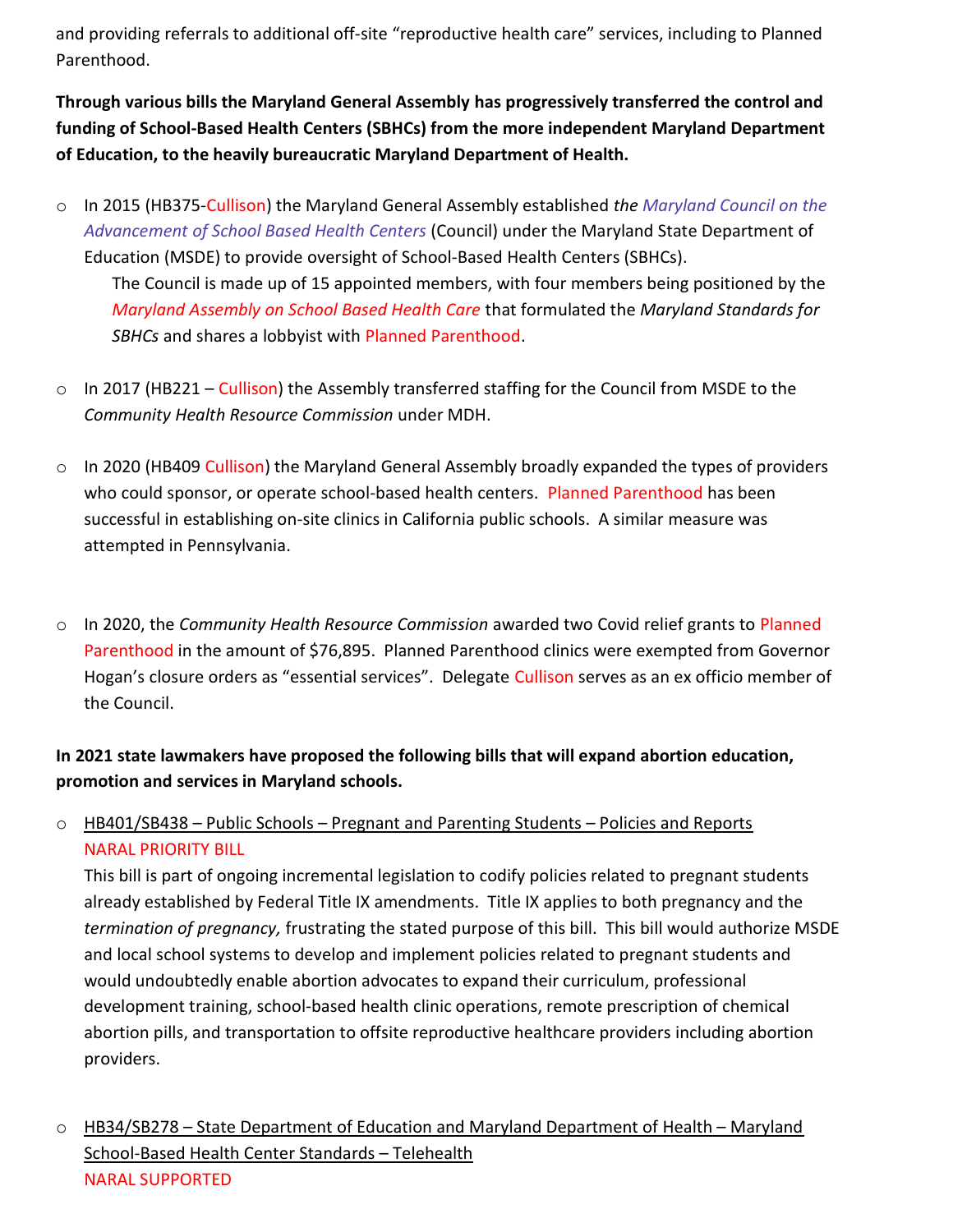and providing referrals to additional off-site "reproductive health care" services, including to Planned Parenthood.

**Through various bills the Maryland General Assembly has progressively transferred the control and funding of School-Based Health Centers (SBHCs) from the more independent Maryland Department of Education, to the heavily bureaucratic Maryland Department of Health.**

- In 2015 (HB375-Cullison) the Maryland General Assembly established *the Maryland Council on the Advancement of School Based Health Centers* (Council) under the Maryland State Department of Education (MSDE) to provide oversight of School-Based Health Centers (SBHCs).
  
  The Council is made up of 15 appointed members, with four members being positioned by the *Maryland Assembly on School Based Health Care* that formulated the *Maryland Standards for SBHCs* and shares a lobbyist with Planned Parenthood.

- In 2017 (HB221 – Cullison) the Assembly transferred staffing for the Council from MSDE to the *Community Health Resource Commission* under MDH.

- In 2020 (HB409 Cullison) the Maryland General Assembly broadly expanded the types of providers who could sponsor, or operate school-based health centers. Planned Parenthood has been successful in establishing on-site clinics in California public schools. A similar measure was attempted in Pennsylvania.

- In 2020, the *Community Health Resource Commission* awarded two Covid relief grants to Planned Parenthood in the amount of $76,895. Planned Parenthood clinics were exempted from Governor Hogan's closure orders as "essential services". Delegate Cullison serves as an ex officio member of the Council.

**In 2021 state lawmakers have proposed the following bills that will expand abortion education, promotion and services in Maryland schools.**

- HB401/SB438 – Public Schools – Pregnant and Parenting Students – Policies and Reports
  
  NARAL PRIORITY BILL
  
  This bill is part of ongoing incremental legislation to codify policies related to pregnant students already established by Federal Title IX amendments. Title IX applies to both pregnancy and the *termination of pregnancy,* frustrating the stated purpose of this bill. This bill would authorize MSDE and local school systems to develop and implement policies related to pregnant students and would undoubtedly enable abortion advocates to expand their curriculum, professional development training, school-based health clinic operations, remote prescription of chemical abortion pills, and transportation to offsite reproductive healthcare providers including abortion providers.

- HB34/SB278 – State Department of Education and Maryland Department of Health – Maryland School-Based Health Center Standards – Telehealth
  
  NARAL SUPPORTED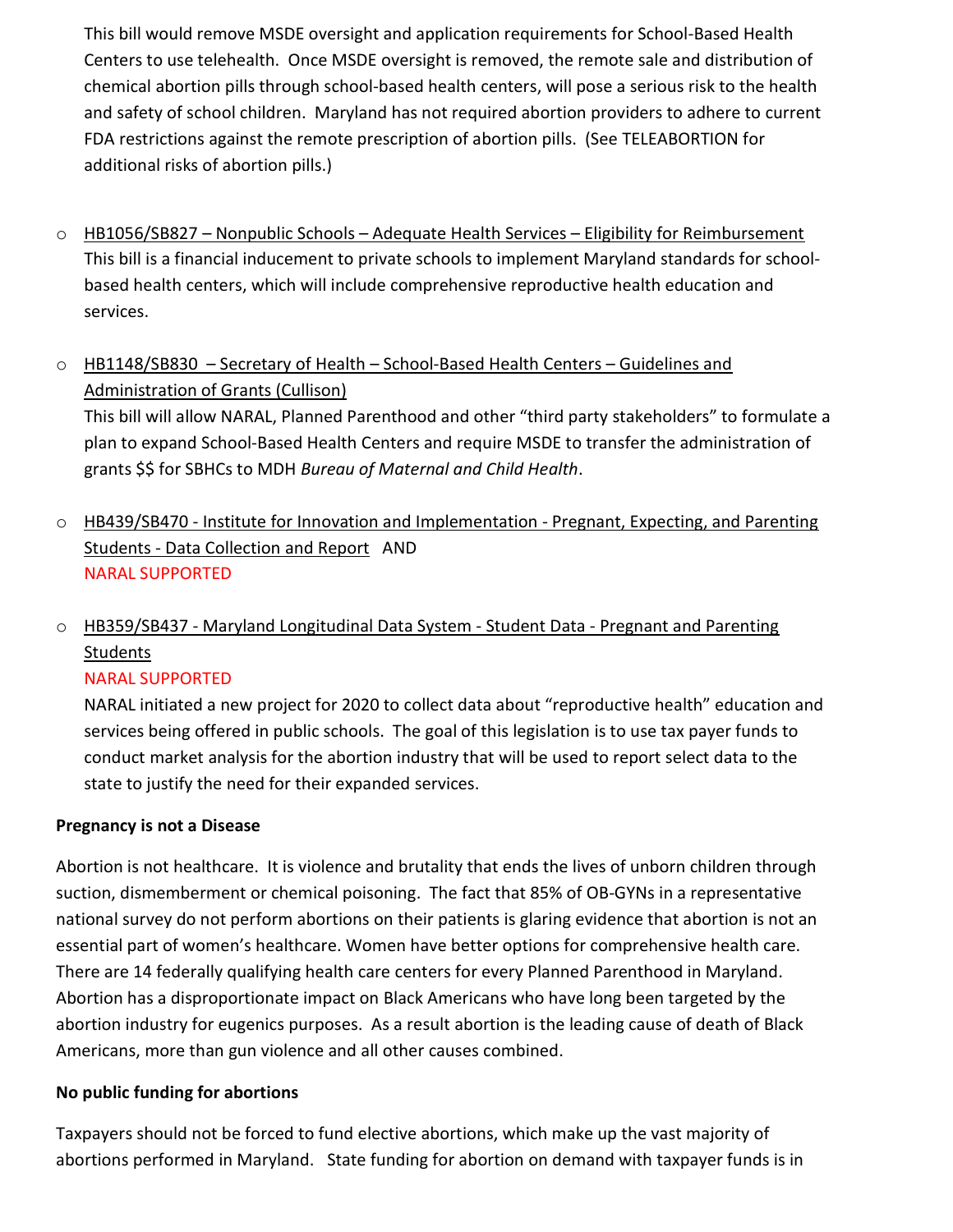This bill would remove MSDE oversight and application requirements for School-Based Health Centers to use telehealth. Once MSDE oversight is removed, the remote sale and distribution of chemical abortion pills through school-based health centers, will pose a serious risk to the health and safety of school children. Maryland has not required abortion providers to adhere to current FDA restrictions against the remote prescription of abortion pills. (See TELEABORTION for additional risks of abortion pills.)

- HB1056/SB827 – Nonpublic Schools – Adequate Health Services – Eligibility for Reimbursement
  This bill is a financial inducement to private schools to implement Maryland standards for school-based health centers, which will include comprehensive reproductive health education and services.

- HB1148/SB830 – Secretary of Health – School-Based Health Centers – Guidelines and Administration of Grants (Cullison)
  This bill will allow NARAL, Planned Parenthood and other "third party stakeholders" to formulate a plan to expand School-Based Health Centers and require MSDE to transfer the administration of grants $$ for SBHCs to MDH *Bureau of Maternal and Child Health*.

- HB439/SB470 - Institute for Innovation and Implementation - Pregnant, Expecting, and Parenting Students - Data Collection and Report AND
  NARAL SUPPORTED

- HB359/SB437 - Maryland Longitudinal Data System - Student Data - Pregnant and Parenting Students
  NARAL SUPPORTED
  NARAL initiated a new project for 2020 to collect data about "reproductive health" education and services being offered in public schools. The goal of this legislation is to use tax payer funds to conduct market analysis for the abortion industry that will be used to report select data to the state to justify the need for their expanded services.

**Pregnancy is not a Disease**

Abortion is not healthcare. It is violence and brutality that ends the lives of unborn children through suction, dismemberment or chemical poisoning. The fact that 85% of OB-GYNs in a representative national survey do not perform abortions on their patients is glaring evidence that abortion is not an essential part of women's healthcare. Women have better options for comprehensive health care. There are 14 federally qualifying health care centers for every Planned Parenthood in Maryland. Abortion has a disproportionate impact on Black Americans who have long been targeted by the abortion industry for eugenics purposes. As a result abortion is the leading cause of death of Black Americans, more than gun violence and all other causes combined.

**No public funding for abortions**

Taxpayers should not be forced to fund elective abortions, which make up the vast majority of abortions performed in Maryland. State funding for abortion on demand with taxpayer funds is in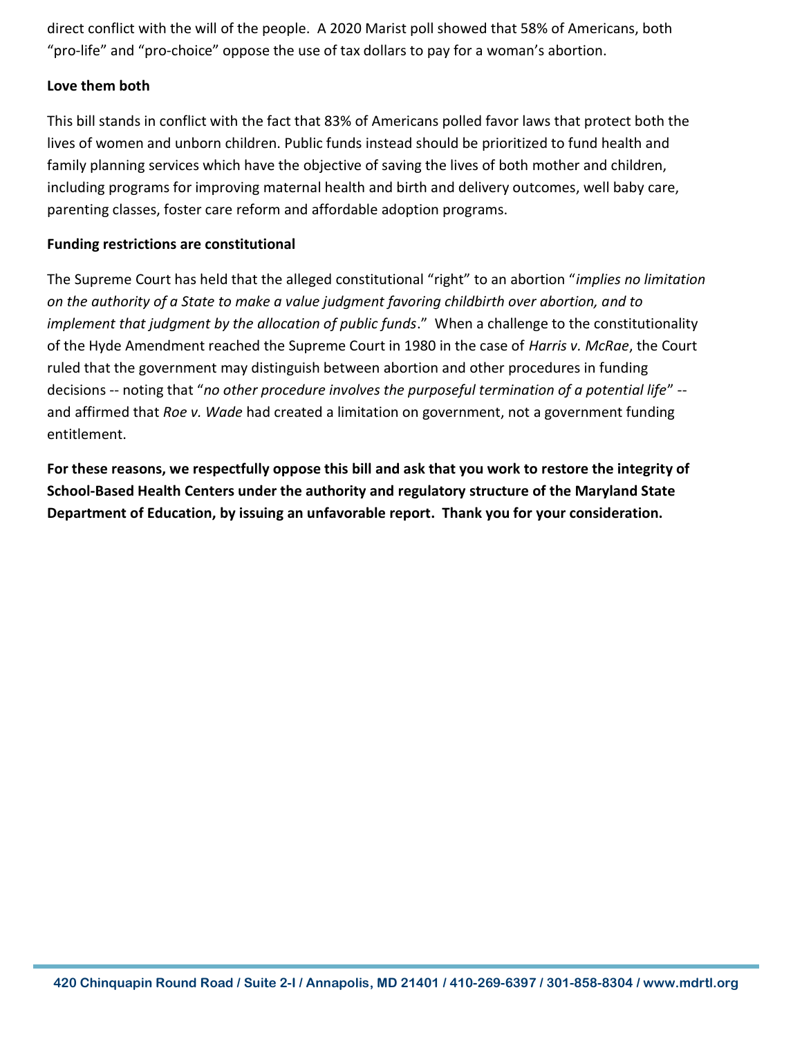direct conflict with the will of the people. A 2020 Marist poll showed that 58% of Americans, both "pro-life" and "pro-choice" oppose the use of tax dollars to pay for a woman's abortion.

**Love them both**

This bill stands in conflict with the fact that 83% of Americans polled favor laws that protect both the lives of women and unborn children. Public funds instead should be prioritized to fund health and family planning services which have the objective of saving the lives of both mother and children, including programs for improving maternal health and birth and delivery outcomes, well baby care, parenting classes, foster care reform and affordable adoption programs.

**Funding restrictions are constitutional**

The Supreme Court has held that the alleged constitutional "right" to an abortion "*implies no limitation on the authority of a State to make a value judgment favoring childbirth over abortion, and to implement that judgment by the allocation of public funds*." When a challenge to the constitutionality of the Hyde Amendment reached the Supreme Court in 1980 in the case of *Harris v. McRae*, the Court ruled that the government may distinguish between abortion and other procedures in funding decisions -- noting that "*no other procedure involves the purposeful termination of a potential life*" -- and affirmed that *Roe v. Wade* had created a limitation on government, not a government funding entitlement.

**For these reasons, we respectfully oppose this bill and ask that you work to restore the integrity of School-Based Health Centers under the authority and regulatory structure of the Maryland State Department of Education, by issuing an unfavorable report. Thank you for your consideration.**